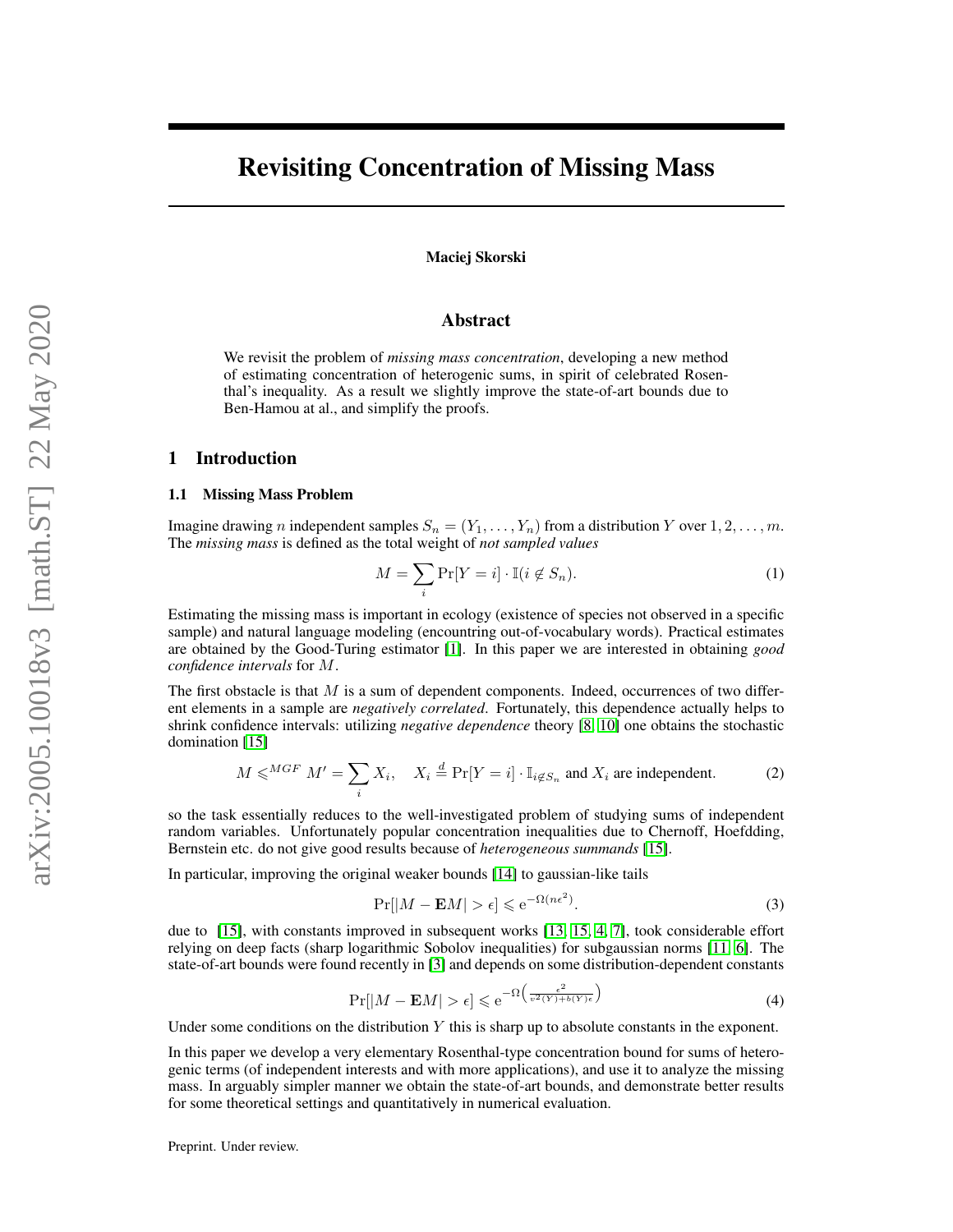# Revisiting Concentration of Missing Mass

**Maciej Skorski**

## Abstract

We revisit the problem of *missing mass concentration*, developing a new method of estimating concentration of heterogenic sums, in spirit of celebrated Rosenthal's inequality. As a result we slightly improve the state-of-art bounds due to Ben-Hamou at al., and simplify the proofs.

## 1 Introduction

### 1.1 Missing Mass Problem

Imagine drawing $n$ independent samples $S_n = (Y_1, \ldots, Y_n)$ from a distribution $Y$ over $1, 2, \ldots, m$. The *missing mass* is defined as the total weight of *not sampled values*

$$M = \sum_i \Pr[Y = i] \cdot \mathbb{I}(i \not\in S_n). \tag{1}$$

Estimating the missing mass is important in ecology (existence of species not observed in a specific sample) and natural language modeling (encountring out-of-vocabulary words). Practical estimates are obtained by the Good-Turing estimator [1]. In this paper we are interested in obtaining *good confidence intervals* for $M$.

The first obstacle is that $M$ is a sum of dependent components. Indeed, occurrences of two different elements in a sample are *negatively correlated*. Fortunately, this dependence actually helps to shrink confidence intervals: utilizing *negative dependence* theory [8, 10] one obtains the stochastic domination [15]

$$M \leqslant^{MGF} M' = \sum_i X_i, \quad X_i \overset{d}{=} \Pr[Y = i] \cdot \mathbb{I}_{i \not\in S_n} \text{ and } X_i \text{ are independent.} \tag{2}$$

so the task essentially reduces to the well-investigated problem of studying sums of independent random variables. Unfortunately popular concentration inequalities due to Chernoff, Hoefdding, Bernstein etc. do not give good results because of *heterogeneous summands* [15].

In particular, improving the original weaker bounds [14] to gaussian-like tails

$$\Pr[|M - \mathbf{E}M| > \epsilon] \leqslant \mathrm{e}^{-\Omega(n\epsilon^2)}. \tag{3}$$

due to [15], with constants improved in subsequent works [13, 15, 4, 7], took considerable effort relying on deep facts (sharp logarithmic Sobolev inequalities) for subgaussian norms [11, 6]. The state-of-art bounds were found recently in [3] and depends on some distribution-dependent constants

$$\Pr[|M - \mathbf{E}M| > \epsilon] \leqslant \mathrm{e}^{-\Omega\left(\frac{\epsilon^2}{v^2(Y) + b(Y)\epsilon}\right)} \tag{4}$$

Under some conditions on the distribution $Y$ this is sharp up to absolute constants in the exponent.

In this paper we develop a very elementary Rosenthal-type concentration bound for sums of heterogenic terms (of independent interests and with more applications), and use it to analyze the missing mass. In arguably simpler manner we obtain the state-of-art bounds, and demonstrate better results for some theoretical settings and quantitatively in numerical evaluation.

Preprint. Under review.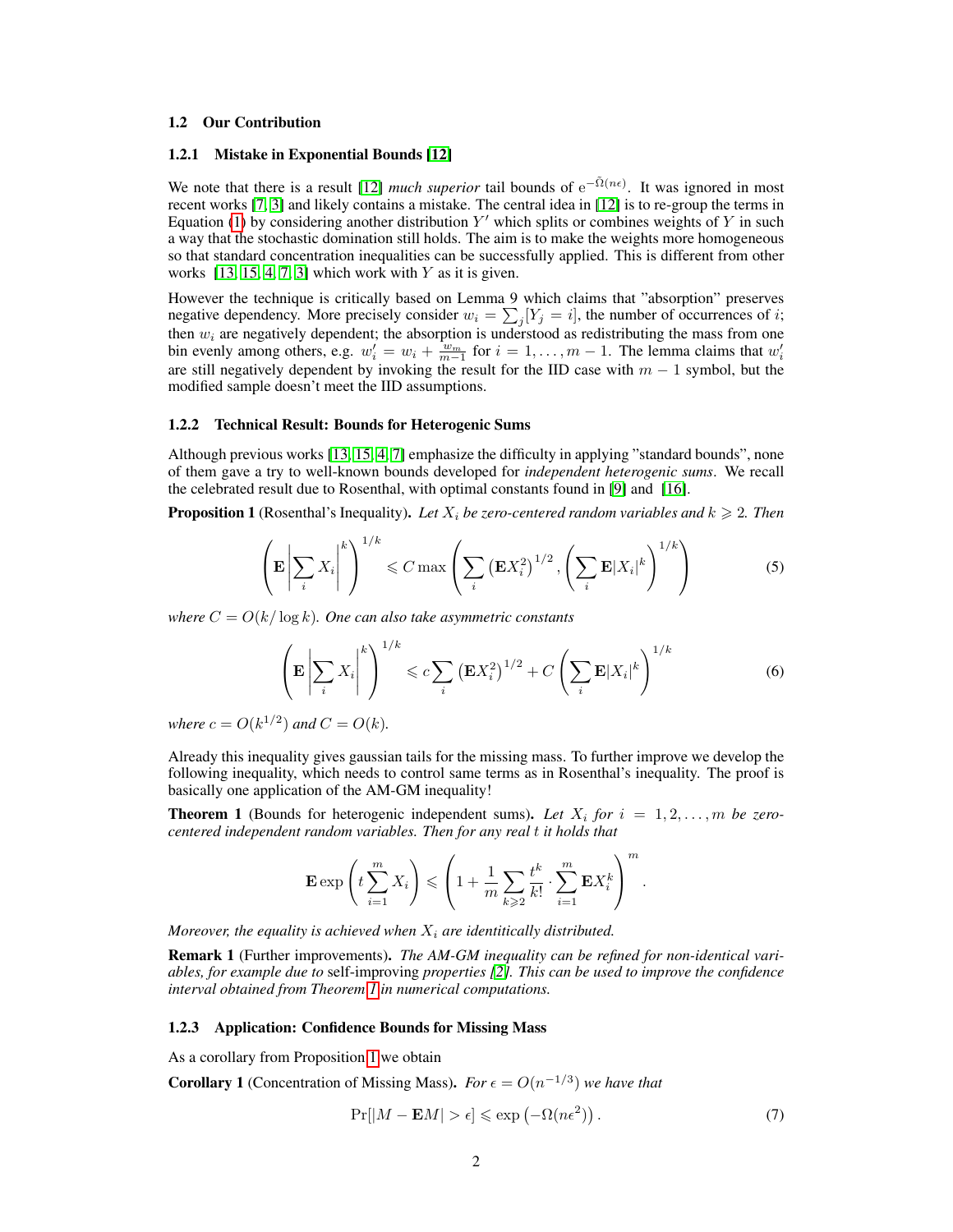## 1.2 Our Contribution

### 1.2.1 Mistake in Exponential Bounds [12]

We note that there is a result [12] *much superior* tail bounds of $\mathrm{e}^{-\tilde{\Omega}(n\epsilon)}$. It was ignored in most recent works [7, 3] and likely contains a mistake. The central idea in [12] is to re-group the terms in Equation (1) by considering another distribution $Y'$ which splits or combines weights of $Y$ in such a way that the stochastic domination still holds. The aim is to make the weights more homogeneous so that standard concentration inequalities can be successfully applied. This is different from other works [13, 15, 4, 7, 3] which work with $Y$ as it is given.

However the technique is critically based on Lemma 9 which claims that "absorption" preserves negative dependency. More precisely consider $w_i = \sum_j [Y_j = i]$, the number of occurrences of $i$; then $w_i$ are negatively dependent; the absorption is understood as redistributing the mass from one bin evenly among others, e.g. $w_i' = w_i + \frac{w_m}{m-1}$ for $i = 1, \ldots, m-1$. The lemma claims that $w_i'$ are still negatively dependent by invoking the result for the IID case with $m-1$ symbol, but the modified sample doesn't meet the IID assumptions.

### 1.2.2 Technical Result: Bounds for Heterogenic Sums

Although previous works [13, 15, 4, 7] emphasize the difficulty in applying "standard bounds", none of them gave a try to well-known bounds developed for *independent heterogenic sums*. We recall the celebrated result due to Rosenthal, with optimal constants found in [9] and [16].

**Proposition 1** (Rosenthal's Inequality)**.** *Let $X_i$ be zero-centered random variables and $k \geqslant 2$. Then*

$$\left(\mathbf{E}\left|\sum_i X_i\right|^k\right)^{1/k} \leqslant C \max\left(\sum_i \left(\mathbf{E}X_i^2\right)^{1/2}, \left(\sum_i \mathbf{E}|X_i|^k\right)^{1/k}\right) \tag{5}$$

*where $C = O(k/\log k)$. One can also take asymmetric constants*

$$\left(\mathbf{E}\left|\sum_i X_i\right|^k\right)^{1/k} \leqslant c\sum_i \left(\mathbf{E}X_i^2\right)^{1/2} + C\left(\sum_i \mathbf{E}|X_i|^k\right)^{1/k} \tag{6}$$

*where $c = O(k^{1/2})$ and $C = O(k)$.*

Already this inequality gives gaussian tails for the missing mass. To further improve we develop the following inequality, which needs to control same terms as in Rosenthal's inequality. The proof is basically one application of the AM-GM inequality!

**Theorem 1** (Bounds for heterogenic independent sums)**.** *Let $X_i$ for $i = 1, 2, \ldots, m$ be zero-centered independent random variables. Then for any real $t$ it holds that*

$$\mathbf{E}\exp\left(t\sum_{i=1}^m X_i\right) \leqslant \left(1 + \frac{1}{m}\sum_{k\geqslant 2}\frac{t^k}{k!}\cdot\sum_{i=1}^m \mathbf{E}X_i^k\right)^m.$$

*Moreover, the equality is achieved when $X_i$ are identitically distributed.*

**Remark 1** (Further improvements)**.** *The AM-GM inequality can be refined for non-identical variables, for example due to* self-improving *properties [2]. This can be used to improve the confidence interval obtained from Theorem 1 in numerical computations.*

### 1.2.3 Application: Confidence Bounds for Missing Mass

As a corollary from Proposition 1 we obtain

**Corollary 1** (Concentration of Missing Mass)**.** *For $\epsilon = O(n^{-1/3})$ we have that*

$$\Pr[|M - \mathbf{E}M| > \epsilon] \leqslant \exp\left(-\Omega(n\epsilon^2)\right). \tag{7}$$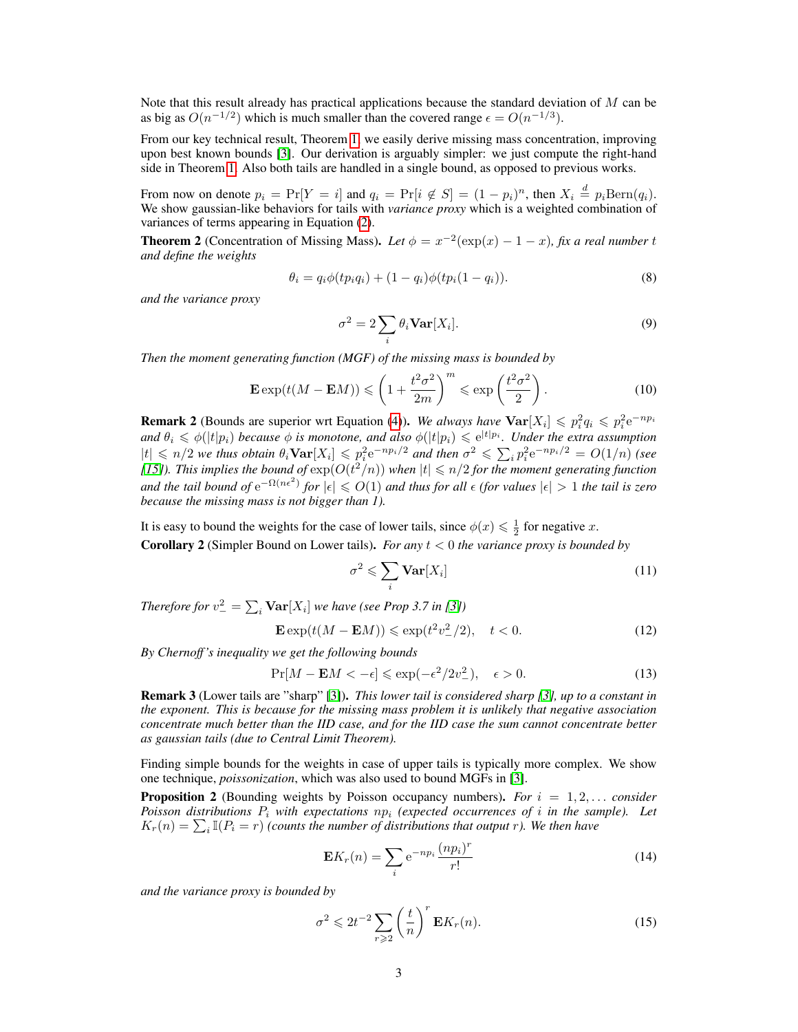Note that this result already has practical applications because the standard deviation of $M$ can be as big as $O(n^{-1/2})$ which is much smaller than the covered range $\epsilon = O(n^{-1/3})$.

From our key technical result, Theorem 1, we easily derive missing mass concentration, improving upon best known bounds [3]. Our derivation is arguably simpler: we just compute the right-hand side in Theorem 1. Also both tails are handled in a single bound, as opposed to previous works.

From now on denote $p_i = \Pr[Y = i]$ and $q_i = \Pr[i \not\in S] = (1-p_i)^n$, then $X_i \overset{d}{=} p_i \mathrm{Bern}(q_i)$. We show gaussian-like behaviors for tails with *variance proxy* which is a weighted combination of variances of terms appearing in Equation (2).

**Theorem 2** (Concentration of Missing Mass). *Let $\phi = x^{-2}(\exp(x) - 1 - x)$, fix a real number $t$ and define the weights*

$$\theta_i = q_i \phi(t p_i q_i) + (1-q_i)\phi(t p_i (1-q_i)). \tag{8}$$

*and the variance proxy*

$$\sigma^2 = 2\sum_i \theta_i \mathbf{Var}[X_i]. \tag{9}$$

*Then the moment generating function (MGF) of the missing mass is bounded by*

$$\mathbf{E}\exp(t(M - \mathbf{E}M)) \leqslant \left(1 + \frac{t^2\sigma^2}{2m}\right)^m \leqslant \exp\left(\frac{t^2\sigma^2}{2}\right). \tag{10}$$

**Remark 2** (Bounds are superior wrt Equation (4)). *We always have $\mathbf{Var}[X_i] \leqslant p_i^2 q_i \leqslant p_i^2 \mathrm{e}^{-np_i}$ and $\theta_i \leqslant \phi(|t|p_i)$ because $\phi$ is monotone, and also $\phi(|t|p_i) \leqslant \mathrm{e}^{|t|p_i}$. Under the extra assumption $|t| \leqslant n/2$ we thus obtain $\theta_i \mathbf{Var}[X_i] \leqslant p_i^2 \mathrm{e}^{-np_i/2}$ and then $\sigma^2 \leqslant \sum_i p_i^2 \mathrm{e}^{-np_i/2} = O(1/n)$ (see [15]). This implies the bound of $\exp(O(t^2/n))$ when $|t| \leqslant n/2$ for the moment generating function and the tail bound of $\mathrm{e}^{-\Omega(n\epsilon^2)}$ for $|\epsilon| \leqslant O(1)$ and thus for all $\epsilon$ (for values $|\epsilon| > 1$ the tail is zero because the missing mass is not bigger than 1).*

It is easy to bound the weights for the case of lower tails, since $\phi(x) \leqslant \frac{1}{2}$ for negative $x$.

**Corollary 2** (Simpler Bound on Lower tails). *For any $t < 0$ the variance proxy is bounded by*

$$\sigma^2 \leqslant \sum_i \mathbf{Var}[X_i] \tag{11}$$

*Therefore for $v_-^2 = \sum_i \mathbf{Var}[X_i]$ we have (see Prop 3.7 in [3])*

$$\mathbf{E}\exp(t(M - \mathbf{E}M)) \leqslant \exp(t^2 v_-^2/2), \quad t < 0. \tag{12}$$

*By Chernoff's inequality we get the following bounds*

$$\Pr[M - \mathbf{E}M < -\epsilon] \leqslant \exp(-\epsilon^2/2v_-^2), \quad \epsilon > 0. \tag{13}$$

**Remark 3** (Lower tails are "sharp" [3]). *This lower tail is considered sharp [3], up to a constant in the exponent. This is because for the missing mass problem it is unlikely that negative association concentrate much better than the IID case, and for the IID case the sum cannot concentrate better as gaussian tails (due to Central Limit Theorem).*

Finding simple bounds for the weights in case of upper tails is typically more complex. We show one technique, *poissonization*, which was also used to bound MGFs in [3].

**Proposition 2** (Bounding weights by Poisson occupancy numbers). *For $i = 1, 2, \ldots$ consider Poisson distributions $P_i$ with expectations $np_i$ (expected occurrences of $i$ in the sample). Let $K_r(n) = \sum_i \mathbb{I}(P_i = r)$ (counts the number of distributions that output $r$). We then have*

$$\mathbf{E}K_r(n) = \sum_i \mathrm{e}^{-np_i}\frac{(np_i)^r}{r!} \tag{14}$$

*and the variance proxy is bounded by*

$$\sigma^2 \leqslant 2t^{-2}\sum_{r \geqslant 2}\left(\frac{t}{n}\right)^r \mathbf{E}K_r(n). \tag{15}$$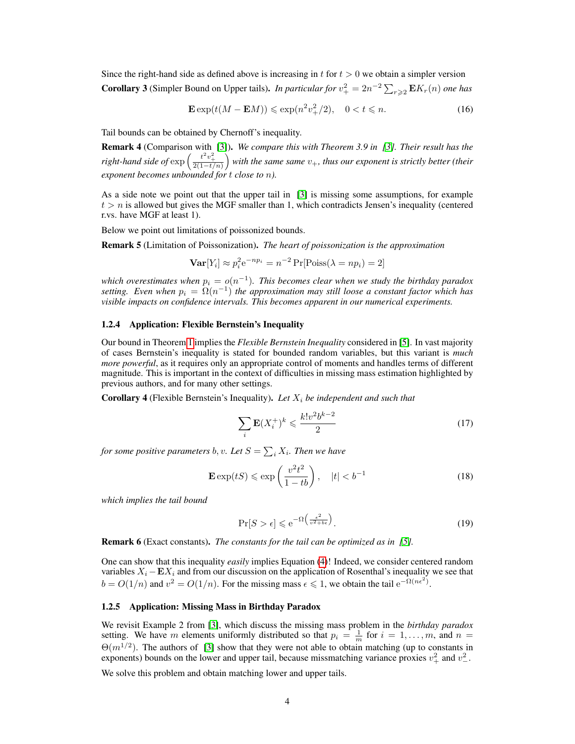Since the right-hand side as defined above is increasing in $t$ for $t > 0$ we obtain a simpler version

**Corollary 3** (Simpler Bound on Upper tails)**.** *In particular for $v_+^2 = 2n^{-2}\sum_{r\geqslant 2}\mathbf{E}K_r(n)$ one has*

$$\mathbf{E}\exp(t(M - \mathbf{E}M)) \leqslant \exp(n^2 v_+^2/2), \quad 0 < t \leqslant n. \tag{16}$$

Tail bounds can be obtained by Chernoff's inequality.

**Remark 4** (Comparison with [3])**.** *We compare this with Theorem 3.9 in [3]. Their result has the right-hand side of $\exp\left(\frac{t^2 v_+^2}{2(1-t/n)}\right)$ with the same same $v_+$, thus our exponent is strictly better (their exponent becomes unbounded for $t$ close to $n$).*

As a side note we point out that the upper tail in [3] is missing some assumptions, for example $t > n$ is allowed but gives the MGF smaller than 1, which contradicts Jensen's inequality (centered r.vs. have MGF at least 1).

Below we point out limitations of poissonized bounds.

**Remark 5** (Limitation of Poissonization)**.** *The heart of poissonization is the approximation*

$$\mathbf{Var}[Y_i] \approx p_i^2 \mathrm{e}^{-np_i} = n^{-2}\Pr[\mathrm{Poiss}(\lambda = np_i) = 2]$$

*which overestimates when $p_i = o(n^{-1})$. This becomes clear when we study the birthday paradox setting. Even when $p_i = \Omega(n^{-1})$ the approximation may still loose a constant factor which has visible impacts on confidence intervals. This becomes apparent in our numerical experiments.*

#### 1.2.4 Application: Flexible Bernstein's Inequality

Our bound in Theorem 1 implies the *Flexible Bernstein Inequality* considered in [5]. In vast majority of cases Bernstein's inequality is stated for bounded random variables, but this variant is *much more powerful*, as it requires only an appropriate control of moments and handles terms of different magnitude. This is important in the context of difficulties in missing mass estimation highlighted by previous authors, and for many other settings.

**Corollary 4** (Flexible Bernstein's Inequality)**.** *Let $X_i$ be independent and such that*

$$\sum_i \mathbf{E}(X_i^+)^k \leqslant \frac{k! v^2 b^{k-2}}{2} \tag{17}$$

*for some positive parameters $b, v$. Let $S = \sum_i X_i$. Then we have*

$$\mathbf{E}\exp(tS) \leqslant \exp\left(\frac{v^2 t^2}{1 - tb}\right), \quad |t| < b^{-1} \tag{18}$$

*which implies the tail bound*

$$\Pr[S > \epsilon] \leqslant \mathrm{e}^{-\Omega\left(\frac{\epsilon^2}{v^2 + b\epsilon}\right)}. \tag{19}$$

**Remark 6** (Exact constants)**.** *The constants for the tail can be optimized as in [5].*

One can show that this inequality *easily* implies Equation (4)! Indeed, we consider centered random variables $X_i - \mathbf{E}X_i$ and from our discussion on the application of Rosenthal's inequality we see that $b = O(1/n)$ and $v^2 = O(1/n)$. For the missing mass $\epsilon \leqslant 1$, we obtain the tail $\mathrm{e}^{-\Omega(n\epsilon^2)}$.

#### 1.2.5 Application: Missing Mass in Birthday Paradox

We revisit Example 2 from [3], which discuss the missing mass problem in the *birthday paradox* setting. We have $m$ elements uniformly distributed so that $p_i = \frac{1}{m}$ for $i = 1, \ldots, m$, and $n = \Theta(m^{1/2})$. The authors of [3] show that they were not able to obtain matching (up to constants in exponents) bounds on the lower and upper tail, because missmatching variance proxies $v_+^2$ and $v_-^2$.

We solve this problem and obtain matching lower and upper tails.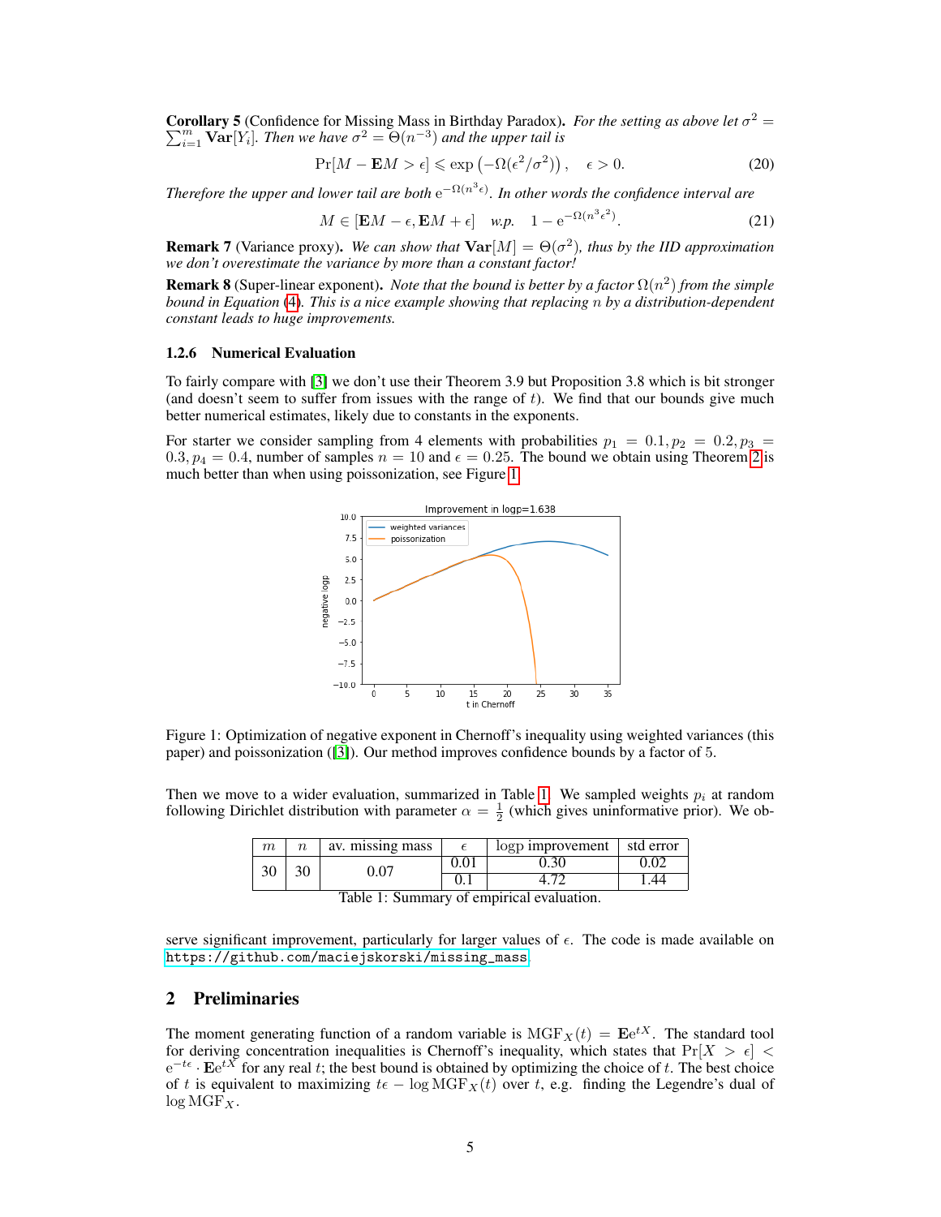**Corollary 5** (Confidence for Missing Mass in Birthday Paradox)**.** *For the setting as above let* $\sigma^2 = \sum_{i=1}^{m} \mathbf{Var}[Y_i]$*. Then we have* $\sigma^2 = \Theta(n^{-3})$ *and the upper tail is*

$$\Pr[M - \mathbf{E}M > \epsilon] \leqslant \exp\left(-\Omega(\epsilon^2/\sigma^2)\right), \quad \epsilon > 0. \tag{20}$$

*Therefore the upper and lower tail are both* $\mathrm{e}^{-\Omega(n^3\epsilon)}$*. In other words the confidence interval are*

$$M \in [\mathbf{E}M - \epsilon, \mathbf{E}M + \epsilon] \quad w.p. \quad 1 - \mathrm{e}^{-\Omega(n^3\epsilon^2)}. \tag{21}$$

**Remark 7** (Variance proxy)**.** *We can show that* $\mathbf{Var}[M] = \Theta(\sigma^2)$*, thus by the IID approximation we don't overestimate the variance by more than a constant factor!*

**Remark 8** (Super-linear exponent)**.** *Note that the bound is better by a factor* $\Omega(n^2)$ *from the simple bound in Equation (4). This is a nice example showing that replacing* $n$ *by a distribution-dependent constant leads to huge improvements.*

### 1.2.6 Numerical Evaluation

To fairly compare with [3] we don't use their Theorem 3.9 but Proposition 3.8 which is bit stronger (and doesn't seem to suffer from issues with the range of $t$). We find that our bounds give much better numerical estimates, likely due to constants in the exponents.

For starter we consider sampling from 4 elements with probabilities $p_1 = 0.1, p_2 = 0.2, p_3 = 0.3, p_4 = 0.4$, number of samples $n = 10$ and $\epsilon = 0.25$. The bound we obtain using Theorem 2 is much better than when using poissonization, see Figure 1.

Figure 1: Optimization of negative exponent in Chernoff's inequality using weighted variances (this paper) and poissonization ([3]). Our method improves confidence bounds by a factor of 5.

Then we move to a wider evaluation, summarized in Table 1. We sampled weights $p_i$ at random following Dirichlet distribution with parameter $\alpha = \frac{1}{2}$ (which gives uninformative prior). We observe significant improvement, particularly for larger values of $\epsilon$. The code is made available on https://github.com/maciejskorski/missing_mass.

| $m$ | $n$ | av. missing mass | $\epsilon$ | logp improvement | std error |
|---|---|---|---|---|---|
| 30 | 30 | 0.07 | 0.01 | 0.30 | 0.02 |
| | | | 0.1 | 4.72 | 1.44 |

Table 1: Summary of empirical evaluation.

## 2 Preliminaries

The moment generating function of a random variable is $\mathrm{MGF}_X(t) = \mathbf{E}\mathrm{e}^{tX}$. The standard tool for deriving concentration inequalities is Chernoff's inequality, which states that $\Pr[X > \epsilon] < \mathrm{e}^{-t\epsilon} \cdot \mathbf{E}\mathrm{e}^{tX}$ for any real $t$; the best bound is obtained by optimizing the choice of $t$. The best choice of $t$ is equivalent to maximizing $t\epsilon - \log \mathrm{MGF}_X(t)$ over $t$, e.g. finding the Legendre's dual of $\log \mathrm{MGF}_X$.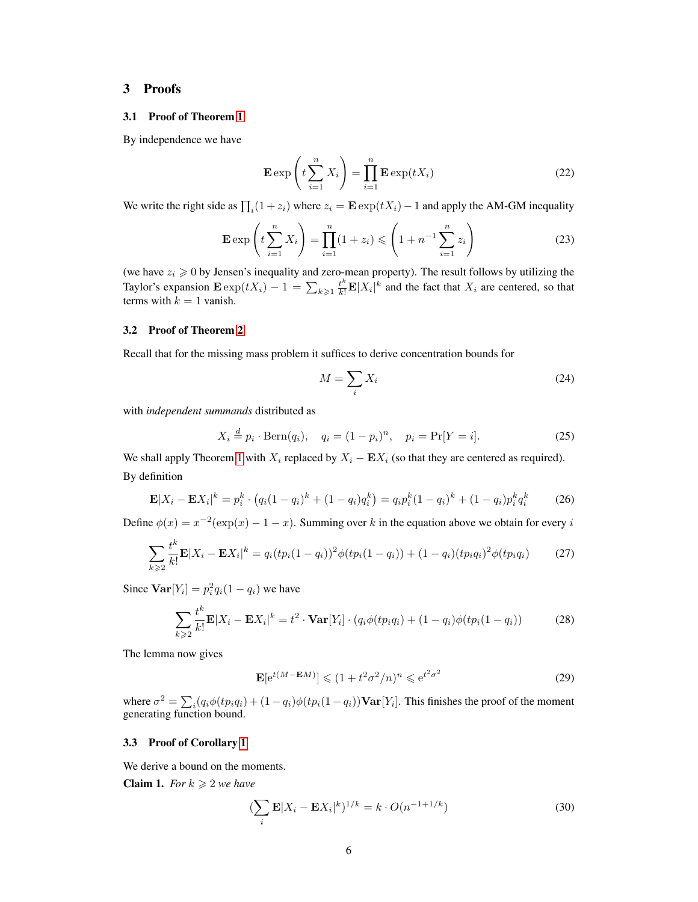## 3 Proofs

### 3.1 Proof of Theorem 1

By independence we have

$$\mathbf{E}\exp\left(t\sum_{i=1}^{n} X_i\right) = \prod_{i=1}^{n} \mathbf{E}\exp(tX_i) \tag{22}$$

We write the right side as $\prod_i (1+z_i)$ where $z_i = \mathbf{E}\exp(tX_i) - 1$ and apply the AM-GM inequality

$$\mathbf{E}\exp\left(t\sum_{i=1}^{n} X_i\right) = \prod_{i=1}^{n}(1+z_i) \leqslant \left(1 + n^{-1}\sum_{i=1}^{n} z_i\right) \tag{23}$$

(we have $z_i \geqslant 0$ by Jensen's inequality and zero-mean property). The result follows by utilizing the Taylor's expansion $\mathbf{E}\exp(tX_i) - 1 = \sum_{k\geqslant 1}\frac{t^k}{k!}\mathbf{E}|X_i|^k$ and the fact that $X_i$ are centered, so that terms with $k=1$ vanish.

### 3.2 Proof of Theorem 2

Recall that for the missing mass problem it suffices to derive concentration bounds for

$$M = \sum_i X_i \tag{24}$$

with *independent summands* distributed as

$$X_i \overset{d}{=} p_i \cdot \mathrm{Bern}(q_i), \quad q_i = (1-p_i)^n, \quad p_i = \Pr[Y=i]. \tag{25}$$

We shall apply Theorem 1 with $X_i$ replaced by $X_i - \mathbf{E}X_i$ (so that they are centered as required). By definition

$$\mathbf{E}|X_i - \mathbf{E}X_i|^k = p_i^k \cdot \left(q_i(1-q_i)^k + (1-q_i)q_i^k\right) = q_i p_i^k (1-q_i)^k + (1-q_i)p_i^k q_i^k \tag{26}$$

Define $\phi(x) = x^{-2}(\exp(x) - 1 - x)$. Summing over $k$ in the equation above we obtain for every $i$

$$\sum_{k\geqslant 2}\frac{t^k}{k!}\mathbf{E}|X_i - \mathbf{E}X_i|^k = q_i(tp_i(1-q_i))^2\phi(tp_i(1-q_i)) + (1-q_i)(tp_iq_i)^2\phi(tp_iq_i) \tag{27}$$

Since $\mathbf{Var}[Y_i] = p_i^2 q_i(1-q_i)$ we have

$$\sum_{k\geqslant 2}\frac{t^k}{k!}\mathbf{E}|X_i - \mathbf{E}X_i|^k = t^2 \cdot \mathbf{Var}[Y_i]\cdot\left(q_i\phi(tp_iq_i) + (1-q_i)\phi(tp_i(1-q_i))\right) \tag{28}$$

The lemma now gives

$$\mathbf{E}[\mathrm{e}^{t(M-\mathbf{E}M)}] \leqslant (1 + t^2\sigma^2/n)^n \leqslant \mathrm{e}^{t^2\sigma^2} \tag{29}$$

where $\sigma^2 = \sum_i (q_i\phi(tp_iq_i) + (1-q_i)\phi(tp_i(1-q_i))\mathbf{Var}[Y_i]$. This finishes the proof of the moment generating function bound.

### 3.3 Proof of Corollary 1

We derive a bound on the moments.

**Claim 1.** *For $k \geqslant 2$ we have*

$$\left(\sum_i \mathbf{E}|X_i - \mathbf{E}X_i|^k\right)^{1/k} = k \cdot O(n^{-1+1/k}) \tag{30}$$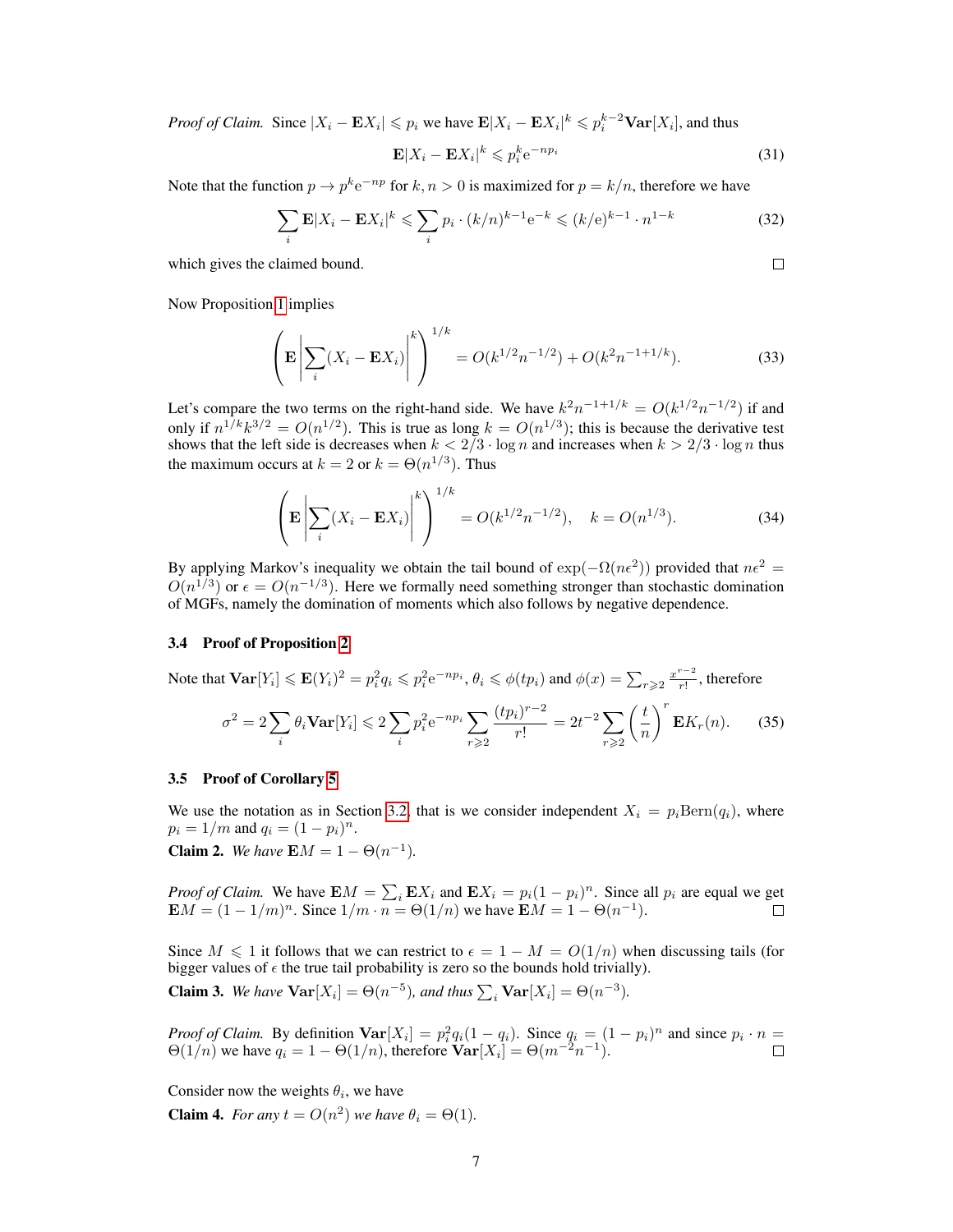*Proof of Claim.* Since $|X_i - \mathbf{E}X_i| \leqslant p_i$ we have $\mathbf{E}|X_i - \mathbf{E}X_i|^k \leqslant p_i^{k-2}\mathbf{Var}[X_i]$, and thus

$$\mathbf{E}|X_i - \mathbf{E}X_i|^k \leqslant p_i^k \mathrm{e}^{-np_i} \tag{31}$$

Note that the function $p \to p^k \mathrm{e}^{-np}$ for $k, n > 0$ is maximized for $p = k/n$, therefore we have

$$\sum_i \mathbf{E}|X_i - \mathbf{E}X_i|^k \leqslant \sum_i p_i \cdot (k/n)^{k-1}\mathrm{e}^{-k} \leqslant (k/\mathrm{e})^{k-1} \cdot n^{1-k} \tag{32}$$

which gives the claimed bound. ◻

Now Proposition 1 implies

$$\left(\mathbf{E}\left|\sum_i (X_i - \mathbf{E}X_i)\right|^k\right)^{1/k} = O(k^{1/2}n^{-1/2}) + O(k^2 n^{-1+1/k}). \tag{33}$$

Let's compare the two terms on the right-hand side. We have $k^2 n^{-1+1/k} = O(k^{1/2}n^{-1/2})$ if and only if $n^{1/k}k^{3/2} = O(n^{1/2})$. This is true as long $k = O(n^{1/3})$; this is because the derivative test shows that the left side is decreases when $k < 2/3 \cdot \log n$ and increases when $k > 2/3 \cdot \log n$ thus the maximum occurs at $k = 2$ or $k = \Theta(n^{1/3})$. Thus

$$\left(\mathbf{E}\left|\sum_i (X_i - \mathbf{E}X_i)\right|^k\right)^{1/k} = O(k^{1/2}n^{-1/2}), \quad k = O(n^{1/3}). \tag{34}$$

By applying Markov's inequality we obtain the tail bound of $\exp(-\Omega(n\epsilon^2))$ provided that $n\epsilon^2 = O(n^{1/3})$ or $\epsilon = O(n^{-1/3})$. Here we formally need something stronger than stochastic domination of MGFs, namely the domination of moments which also follows by negative dependence.

### 3.4 Proof of Proposition 2

Note that $\mathbf{Var}[Y_i] \leqslant \mathbf{E}(Y_i)^2 = p_i^2 q_i \leqslant p_i^2 \mathrm{e}^{-np_i}$, $\theta_i \leqslant \phi(tp_i)$ and $\phi(x) = \sum_{r\geqslant 2} \frac{x^{r-2}}{r!}$, therefore

$$\sigma^2 = 2\sum_i \theta_i \mathbf{Var}[Y_i] \leqslant 2\sum_i p_i^2 \mathrm{e}^{-np_i} \sum_{r\geqslant 2} \frac{(tp_i)^{r-2}}{r!} = 2t^{-2}\sum_{r\geqslant 2}\left(\frac{t}{n}\right)^r \mathbf{E}K_r(n). \tag{35}$$

### 3.5 Proof of Corollary 5

We use the notation as in Section 3.2, that is we consider independent $X_i = p_i \mathrm{Bern}(q_i)$, where $p_i = 1/m$ and $q_i = (1-p_i)^n$.

**Claim 2.** *We have* $\mathbf{E}M = 1 - \Theta(n^{-1})$.

*Proof of Claim.* We have $\mathbf{E}M = \sum_i \mathbf{E}X_i$ and $\mathbf{E}X_i = p_i(1-p_i)^n$. Since all $p_i$ are equal we get $\mathbf{E}M = (1 - 1/m)^n$. Since $1/m \cdot n = \Theta(1/n)$ we have $\mathbf{E}M = 1 - \Theta(n^{-1})$. ◻

Since $M \leqslant 1$ it follows that we can restrict to $\epsilon = 1 - M = O(1/n)$ when discussing tails (for bigger values of $\epsilon$ the true tail probability is zero so the bounds hold trivially).

**Claim 3.** *We have* $\mathbf{Var}[X_i] = \Theta(n^{-5})$*, and thus* $\sum_i \mathbf{Var}[X_i] = \Theta(n^{-3})$.

*Proof of Claim.* By definition $\mathbf{Var}[X_i] = p_i^2 q_i(1-q_i)$. Since $q_i = (1-p_i)^n$ and since $p_i \cdot n = \Theta(1/n)$ we have $q_i = 1 - \Theta(1/n)$, therefore $\mathbf{Var}[X_i] = \Theta(m^{-2}n^{-1})$. ◻

Consider now the weights $\theta_i$, we have

**Claim 4.** *For any* $t = O(n^2)$ *we have* $\theta_i = \Theta(1)$.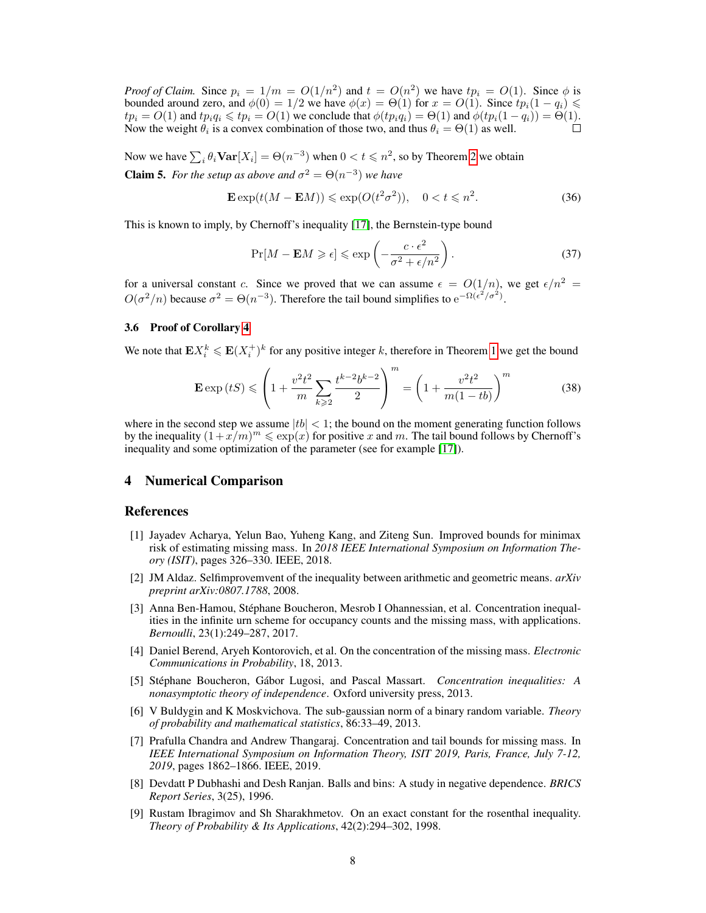*Proof of Claim.* Since $p_i = 1/m = O(1/n^2)$ and $t = O(n^2)$ we have $tp_i = O(1)$. Since $\phi$ is bounded around zero, and $\phi(0) = 1/2$ we have $\phi(x) = \Theta(1)$ for $x = O(1)$. Since $tp_i(1-q_i) \leqslant tp_i = O(1)$ and $tp_iq_i \leqslant tp_i = O(1)$ we conclude that $\phi(tp_iq_i) = \Theta(1)$ and $\phi(tp_i(1-q_i)) = \Theta(1)$. Now the weight $\theta_i$ is a convex combination of those two, and thus $\theta_i = \Theta(1)$ as well. ◻

Now we have $\sum_i \theta_i \mathbf{Var}[X_i] = \Theta(n^{-3})$ when $0 < t \leqslant n^2$, so by Theorem 2 we obtain

**Claim 5.** *For the setup as above and $\sigma^2 = \Theta(n^{-3})$ we have*

$$\mathbf{E}\exp(t(M - \mathbf{E}M)) \leqslant \exp(O(t^2\sigma^2)), \quad 0 < t \leqslant n^2. \tag{36}$$

This is known to imply, by Chernoff's inequality [17], the Bernstein-type bound

$$\Pr[M - \mathbf{E}M \geqslant \epsilon] \leqslant \exp\left(-\frac{c \cdot \epsilon^2}{\sigma^2 + \epsilon/n^2}\right). \tag{37}$$

for a universal constant $c$. Since we proved that we can assume $\epsilon = O(1/n)$, we get $\epsilon/n^2 = O(\sigma^2/n)$ because $\sigma^2 = \Theta(n^{-3})$. Therefore the tail bound simplifies to $\mathrm{e}^{-\Omega(\epsilon^2/\sigma^2)}$.

### 3.6 Proof of Corollary 4

We note that $\mathbf{E}X_i^k \leqslant \mathbf{E}(X_i^+)^k$ for any positive integer $k$, therefore in Theorem 1 we get the bound

$$\mathbf{E}\exp(tS) \leqslant \left(1 + \frac{v^2t^2}{m}\sum_{k\geqslant 2}\frac{t^{k-2}b^{k-2}}{2}\right)^m = \left(1 + \frac{v^2t^2}{m(1-tb)}\right)^m \tag{38}$$

where in the second step we assume $|tb| < 1$; the bound on the moment generating function follows by the inequality $(1 + x/m)^m \leqslant \exp(x)$ for positive $x$ and $m$. The tail bound follows by Chernoff's inequality and some optimization of the parameter (see for example [17]).

## 4 Numerical Comparison

## References

[1] Jayadev Acharya, Yelun Bao, Yuheng Kang, and Ziteng Sun. Improved bounds for minimax risk of estimating missing mass. In *2018 IEEE International Symposium on Information Theory (ISIT)*, pages 326–330. IEEE, 2018.

[2] JM Aldaz. Selfimprovemvent of the inequality between arithmetic and geometric means. *arXiv preprint arXiv:0807.1788*, 2008.

[3] Anna Ben-Hamou, Stéphane Boucheron, Mesrob I Ohannessian, et al. Concentration inequalities in the infinite urn scheme for occupancy counts and the missing mass, with applications. *Bernoulli*, 23(1):249–287, 2017.

[4] Daniel Berend, Aryeh Kontorovich, et al. On the concentration of the missing mass. *Electronic Communications in Probability*, 18, 2013.

[5] Stéphane Boucheron, Gábor Lugosi, and Pascal Massart. *Concentration inequalities: A nonasymptotic theory of independence*. Oxford university press, 2013.

[6] V Buldygin and K Moskvichova. The sub-gaussian norm of a binary random variable. *Theory of probability and mathematical statistics*, 86:33–49, 2013.

[7] Prafulla Chandra and Andrew Thangaraj. Concentration and tail bounds for missing mass. In *IEEE International Symposium on Information Theory, ISIT 2019, Paris, France, July 7-12, 2019*, pages 1862–1866. IEEE, 2019.

[8] Devdatt P Dubhashi and Desh Ranjan. Balls and bins: A study in negative dependence. *BRICS Report Series*, 3(25), 1996.

[9] Rustam Ibragimov and Sh Sharakhmetov. On an exact constant for the rosenthal inequality. *Theory of Probability & Its Applications*, 42(2):294–302, 1998.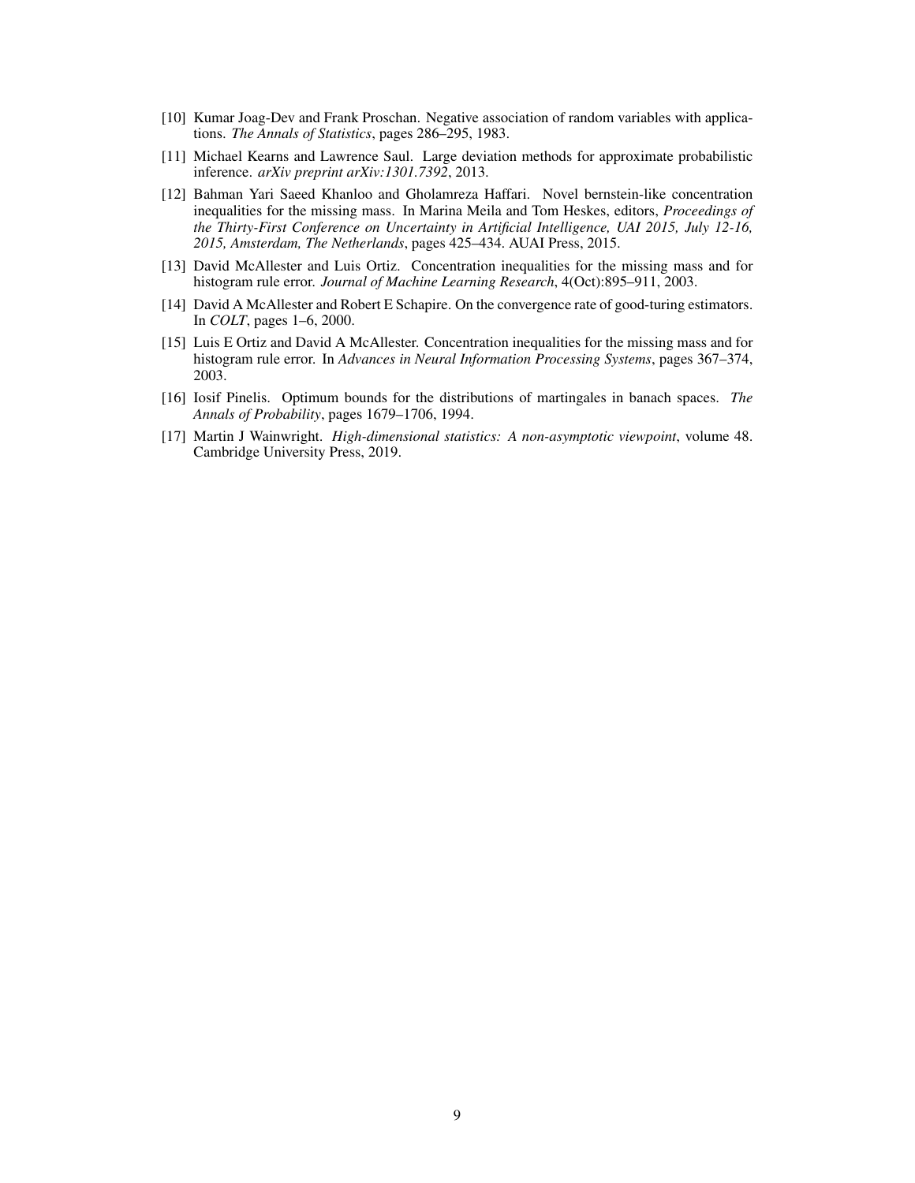[10] Kumar Joag-Dev and Frank Proschan. Negative association of random variables with applications. *The Annals of Statistics*, pages 286–295, 1983.

[11] Michael Kearns and Lawrence Saul. Large deviation methods for approximate probabilistic inference. *arXiv preprint arXiv:1301.7392*, 2013.

[12] Bahman Yari Saeed Khanloo and Gholamreza Haffari. Novel bernstein-like concentration inequalities for the missing mass. In Marina Meila and Tom Heskes, editors, *Proceedings of the Thirty-First Conference on Uncertainty in Artificial Intelligence, UAI 2015, July 12-16, 2015, Amsterdam, The Netherlands*, pages 425–434. AUAI Press, 2015.

[13] David McAllester and Luis Ortiz. Concentration inequalities for the missing mass and for histogram rule error. *Journal of Machine Learning Research*, 4(Oct):895–911, 2003.

[14] David A McAllester and Robert E Schapire. On the convergence rate of good-turing estimators. In *COLT*, pages 1–6, 2000.

[15] Luis E Ortiz and David A McAllester. Concentration inequalities for the missing mass and for histogram rule error. In *Advances in Neural Information Processing Systems*, pages 367–374, 2003.

[16] Iosif Pinelis. Optimum bounds for the distributions of martingales in banach spaces. *The Annals of Probability*, pages 1679–1706, 1994.

[17] Martin J Wainwright. *High-dimensional statistics: A non-asymptotic viewpoint*, volume 48. Cambridge University Press, 2019.